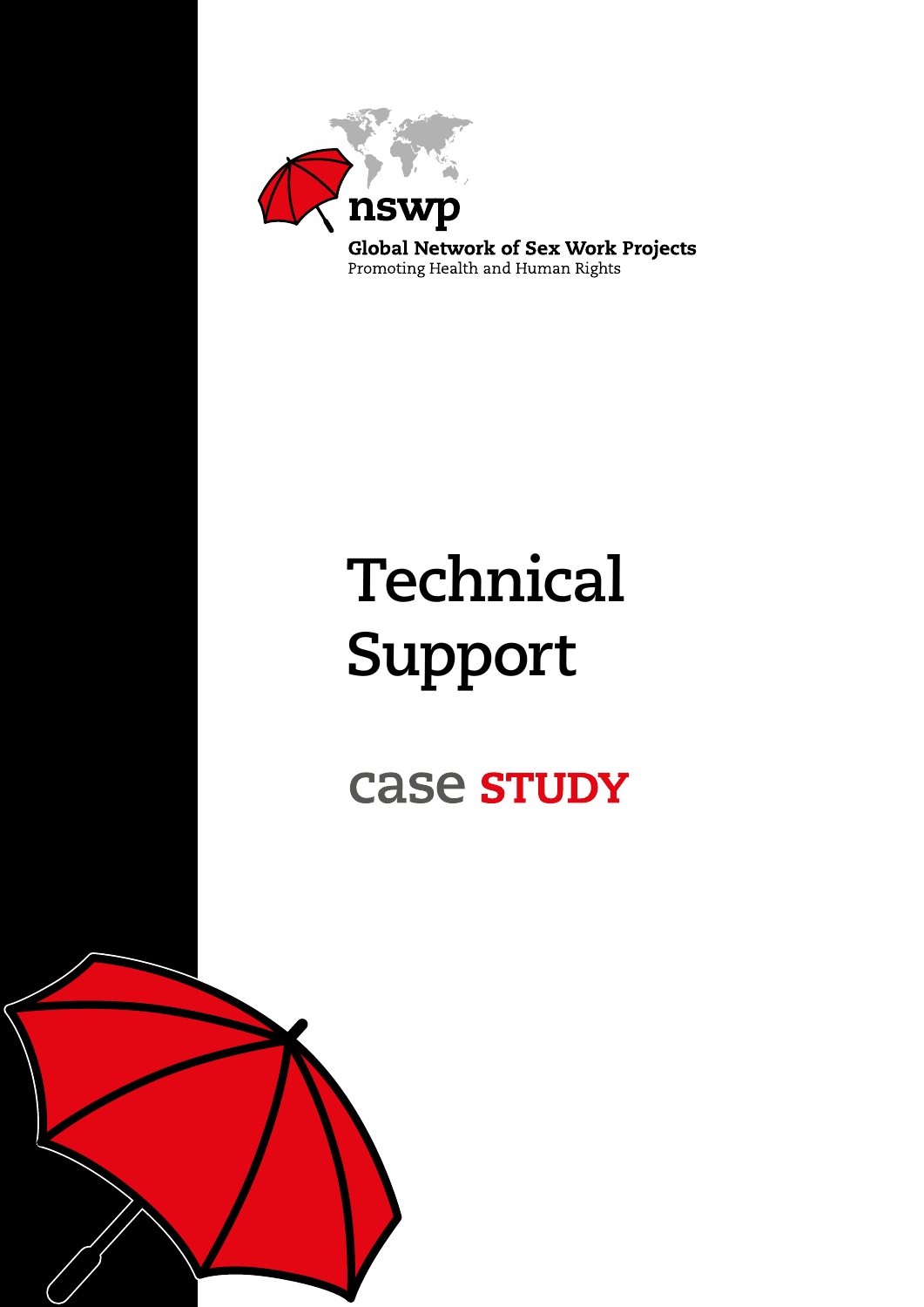nswp

Global Network of Sex Work Projects

Promoting Health and Human Rights

# Technical Support

## case STUDY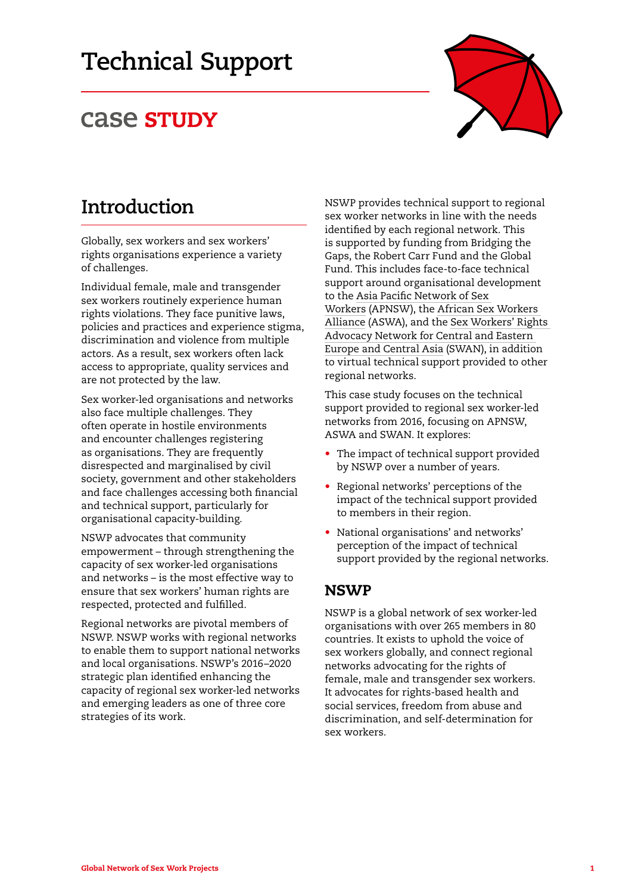# Technical Support

## case STUDY

## Introduction

Globally, sex workers and sex workers' rights organisations experience a variety of challenges.

Individual female, male and transgender sex workers routinely experience human rights violations. They face punitive laws, policies and practices and experience stigma, discrimination and violence from multiple actors. As a result, sex workers often lack access to appropriate, quality services and are not protected by the law.

Sex worker-led organisations and networks also face multiple challenges. They often operate in hostile environments and encounter challenges registering as organisations. They are frequently disrespected and marginalised by civil society, government and other stakeholders and face challenges accessing both financial and technical support, particularly for organisational capacity-building.

NSWP advocates that community empowerment – through strengthening the capacity of sex worker-led organisations and networks – is the most effective way to ensure that sex workers' human rights are respected, protected and fulfilled.

Regional networks are pivotal members of NSWP. NSWP works with regional networks to enable them to support national networks and local organisations. NSWP's 2016–2020 strategic plan identified enhancing the capacity of regional sex worker-led networks and emerging leaders as one of three core strategies of its work.

NSWP provides technical support to regional sex worker networks in line with the needs identified by each regional network. This is supported by funding from Bridging the Gaps, the Robert Carr Fund and the Global Fund. This includes face-to-face technical support around organisational development to the Asia Pacific Network of Sex Workers (APNSW), the African Sex Workers Alliance (ASWA), and the Sex Workers' Rights Advocacy Network for Central and Eastern Europe and Central Asia (SWAN), in addition to virtual technical support provided to other regional networks.

This case study focuses on the technical support provided to regional sex worker-led networks from 2016, focusing on APNSW, ASWA and SWAN. It explores:

- The impact of technical support provided by NSWP over a number of years.
- Regional networks' perceptions of the impact of the technical support provided to members in their region.
- National organisations' and networks' perception of the impact of technical support provided by the regional networks.

## NSWP

NSWP is a global network of sex worker-led organisations with over 265 members in 80 countries. It exists to uphold the voice of sex workers globally, and connect regional networks advocating for the rights of female, male and transgender sex workers. It advocates for rights-based health and social services, freedom from abuse and discrimination, and self-determination for sex workers.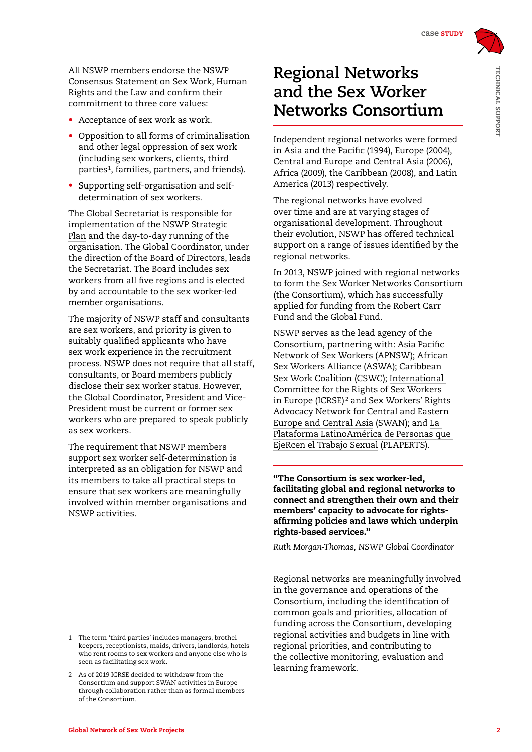All NSWP members endorse the NSWP Consensus Statement on Sex Work, Human Rights and the Law and confirm their commitment to three core values:

- Acceptance of sex work as work.
- Opposition to all forms of criminalisation and other legal oppression of sex work (including sex workers, clients, third parties[1], families, partners, and friends).
- Supporting self-organisation and self-determination of sex workers.

The Global Secretariat is responsible for implementation of the NSWP Strategic Plan and the day-to-day running of the organisation. The Global Coordinator, under the direction of the Board of Directors, leads the Secretariat. The Board includes sex workers from all five regions and is elected by and accountable to the sex worker-led member organisations.

The majority of NSWP staff and consultants are sex workers, and priority is given to suitably qualified applicants who have sex work experience in the recruitment process. NSWP does not require that all staff, consultants, or Board members publicly disclose their sex worker status. However, the Global Coordinator, President and Vice-President must be current or former sex workers who are prepared to speak publicly as sex workers.

The requirement that NSWP members support sex worker self-determination is interpreted as an obligation for NSWP and its members to take all practical steps to ensure that sex workers are meaningfully involved within member organisations and NSWP activities.

# Regional Networks and the Sex Worker Networks Consortium

Independent regional networks were formed in Asia and the Pacific (1994), Europe (2004), Central and Europe and Central Asia (2006), Africa (2009), the Caribbean (2008), and Latin America (2013) respectively.

The regional networks have evolved over time and are at varying stages of organisational development. Throughout their evolution, NSWP has offered technical support on a range of issues identified by the regional networks.

In 2013, NSWP joined with regional networks to form the Sex Worker Networks Consortium (the Consortium), which has successfully applied for funding from the Robert Carr Fund and the Global Fund.

NSWP serves as the lead agency of the Consortium, partnering with: Asia Pacific Network of Sex Workers (APNSW); African Sex Workers Alliance (ASWA); Caribbean Sex Work Coalition (CSWC); International Committee for the Rights of Sex Workers in Europe (ICRSE)[2] and Sex Workers' Rights Advocacy Network for Central and Eastern Europe and Central Asia (SWAN); and La Plataforma LatinoAmérica de Personas que EjeRcen el Trabajo Sexual (PLAPERTS).

**"The Consortium is sex worker-led, facilitating global and regional networks to connect and strengthen their own and their members' capacity to advocate for rights-affirming policies and laws which underpin rights-based services."**

*Ruth Morgan-Thomas, NSWP Global Coordinator*

Regional networks are meaningfully involved in the governance and operations of the Consortium, including the identification of common goals and priorities, allocation of funding across the Consortium, developing regional activities and budgets in line with regional priorities, and contributing to the collective monitoring, evaluation and learning framework.

---

1 The term 'third parties' includes managers, brothel keepers, receptionists, maids, drivers, landlords, hotels who rent rooms to sex workers and anyone else who is seen as facilitating sex work.

2 As of 2019 ICRSE decided to withdraw from the Consortium and support SWAN activities in Europe through collaboration rather than as formal members of the Consortium.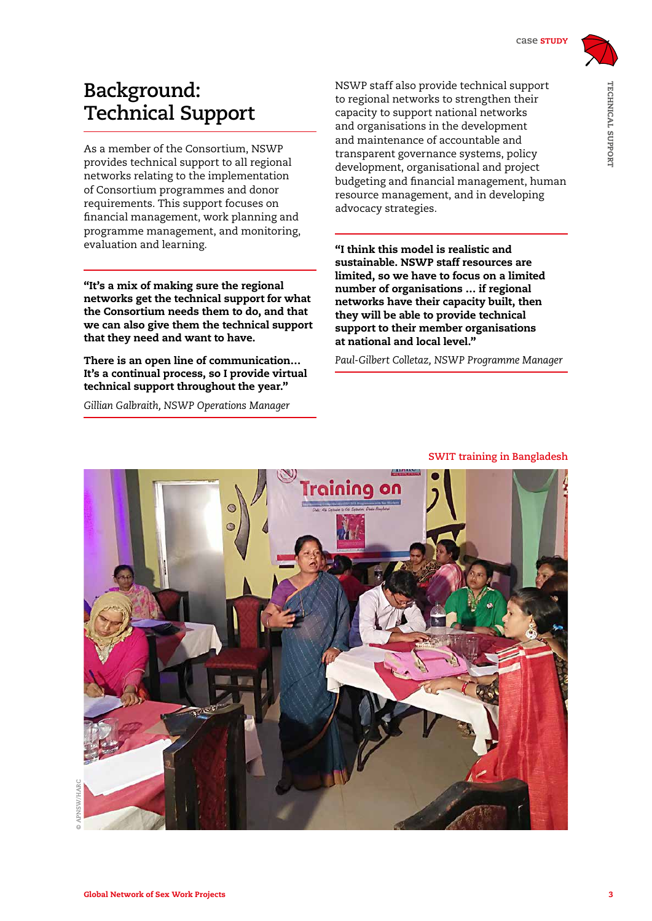# Background: Technical Support

As a member of the Consortium, NSWP provides technical support to all regional networks relating to the implementation of Consortium programmes and donor requirements. This support focuses on financial management, work planning and programme management, and monitoring, evaluation and learning.

> **"It's a mix of making sure the regional networks get the technical support for what the Consortium needs them to do, and that we can also give them the technical support that they need and want to have.**
>
> **There is an open line of communication… It's a continual process, so I provide virtual technical support throughout the year."**
>
> *Gillian Galbraith, NSWP Operations Manager*

NSWP staff also provide technical support to regional networks to strengthen their capacity to support national networks and organisations in the development and maintenance of accountable and transparent governance systems, policy development, organisational and project budgeting and financial management, human resource management, and in developing advocacy strategies.

> **"I think this model is realistic and sustainable. NSWP staff resources are limited, so we have to focus on a limited number of organisations … if regional networks have their capacity built, then they will be able to provide technical support to their member organisations at national and local level."**
>
> *Paul-Gilbert Colletaz, NSWP Programme Manager*

SWIT training in Bangladesh

© APNSW/HARC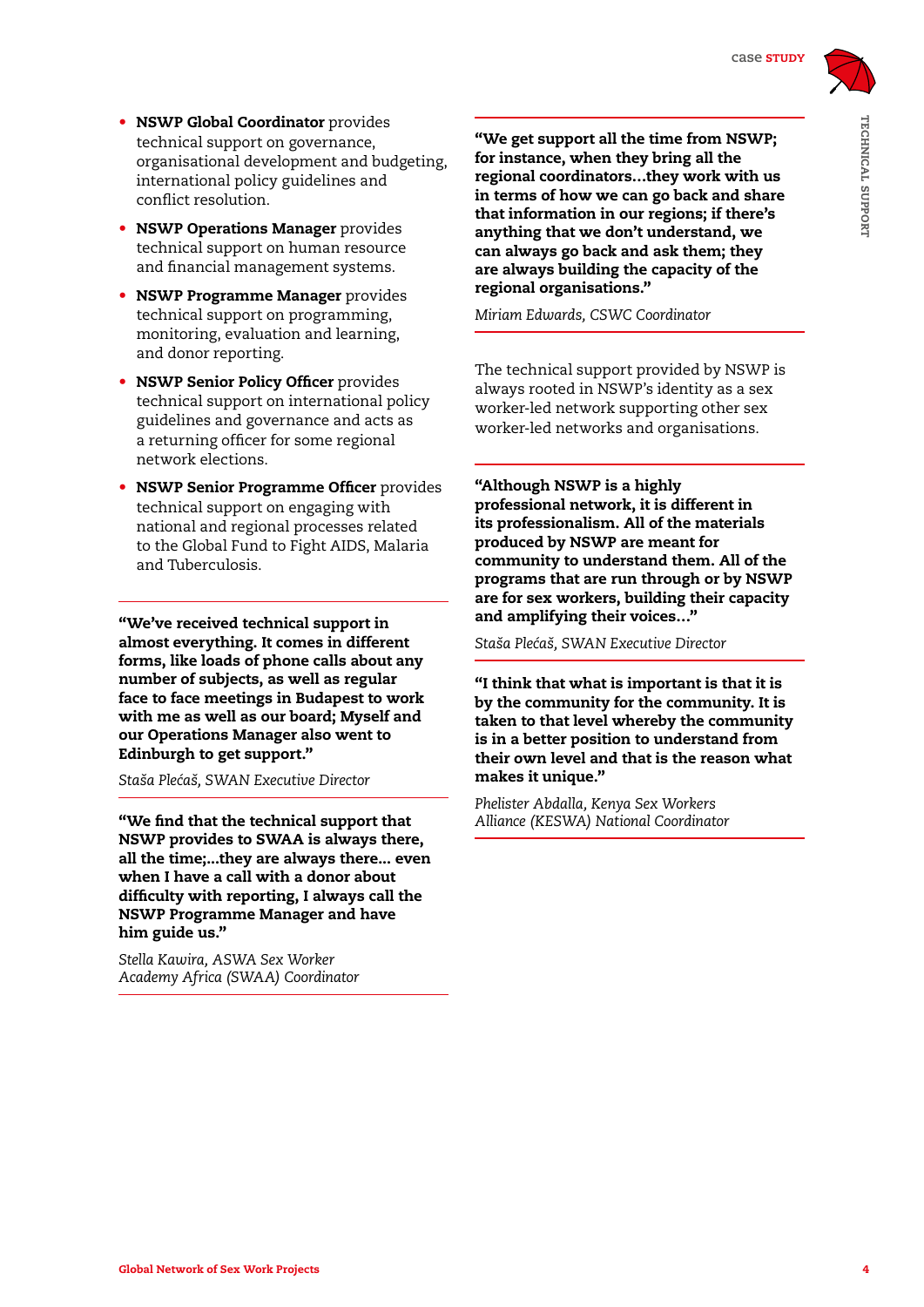- **NSWP Global Coordinator** provides technical support on governance, organisational development and budgeting, international policy guidelines and conflict resolution.
- **NSWP Operations Manager** provides technical support on human resource and financial management systems.
- **NSWP Programme Manager** provides technical support on programming, monitoring, evaluation and learning, and donor reporting.
- **NSWP Senior Policy Officer** provides technical support on international policy guidelines and governance and acts as a returning officer for some regional network elections.
- **NSWP Senior Programme Officer** provides technical support on engaging with national and regional processes related to the Global Fund to Fight AIDS, Malaria and Tuberculosis.

**"We've received technical support in almost everything. It comes in different forms, like loads of phone calls about any number of subjects, as well as regular face to face meetings in Budapest to work with me as well as our board; Myself and our Operations Manager also went to Edinburgh to get support."**

*Staša Plećaš, SWAN Executive Director*

**"We find that the technical support that NSWP provides to SWAA is always there, all the time;...they are always there... even when I have a call with a donor about difficulty with reporting, I always call the NSWP Programme Manager and have him guide us."**

*Stella Kawira, ASWA Sex Worker Academy Africa (SWAA) Coordinator*

**"We get support all the time from NSWP; for instance, when they bring all the regional coordinators...they work with us in terms of how we can go back and share that information in our regions; if there's anything that we don't understand, we can always go back and ask them; they are always building the capacity of the regional organisations."**

*Miriam Edwards, CSWC Coordinator*

The technical support provided by NSWP is always rooted in NSWP's identity as a sex worker-led network supporting other sex worker-led networks and organisations.

**"Although NSWP is a highly professional network, it is different in its professionalism. All of the materials produced by NSWP are meant for community to understand them. All of the programs that are run through or by NSWP are for sex workers, building their capacity and amplifying their voices…"**

*Staša Plećaš, SWAN Executive Director*

**"I think that what is important is that it is by the community for the community. It is taken to that level whereby the community is in a better position to understand from their own level and that is the reason what makes it unique."**

*Phelister Abdalla, Kenya Sex Workers Alliance (KESWA) National Coordinator*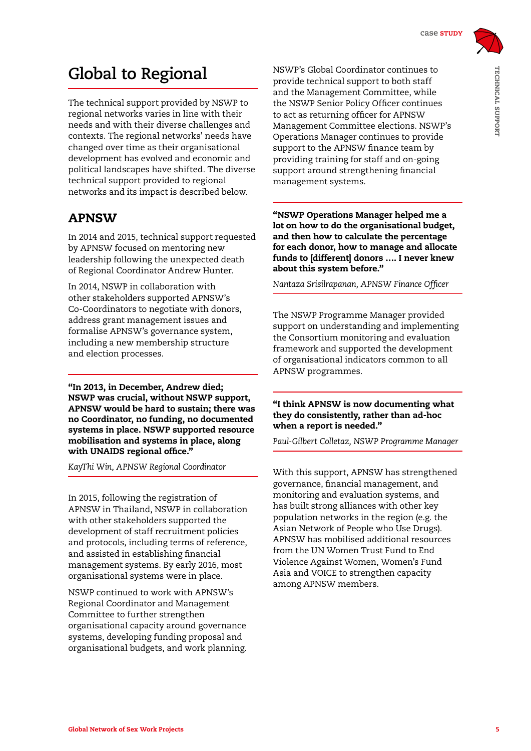# Global to Regional

The technical support provided by NSWP to regional networks varies in line with their needs and with their diverse challenges and contexts. The regional networks' needs have changed over time as their organisational development has evolved and economic and political landscapes have shifted. The diverse technical support provided to regional networks and its impact is described below.

## APNSW

In 2014 and 2015, technical support requested by APNSW focused on mentoring new leadership following the unexpected death of Regional Coordinator Andrew Hunter.

In 2014, NSWP in collaboration with other stakeholders supported APNSW's Co-Coordinators to negotiate with donors, address grant management issues and formalise APNSW's governance system, including a new membership structure and election processes.

**"In 2013, in December, Andrew died; NSWP was crucial, without NSWP support, APNSW would be hard to sustain; there was no Coordinator, no funding, no documented systems in place. NSWP supported resource mobilisation and systems in place, along with UNAIDS regional office."**

*KayThi Win, APNSW Regional Coordinator*

In 2015, following the registration of APNSW in Thailand, NSWP in collaboration with other stakeholders supported the development of staff recruitment policies and protocols, including terms of reference, and assisted in establishing financial management systems. By early 2016, most organisational systems were in place.

NSWP continued to work with APNSW's Regional Coordinator and Management Committee to further strengthen organisational capacity around governance systems, developing funding proposal and organisational budgets, and work planning.

NSWP's Global Coordinator continues to provide technical support to both staff and the Management Committee, while the NSWP Senior Policy Officer continues to act as returning officer for APNSW Management Committee elections. NSWP's Operations Manager continues to provide support to the APNSW finance team by providing training for staff and on-going support around strengthening financial management systems.

**"NSWP Operations Manager helped me a lot on how to do the organisational budget, and then how to calculate the percentage for each donor, how to manage and allocate funds to [different] donors .... I never knew about this system before."**

*Nantaza Srisilrapanan, APNSW Finance Officer*

The NSWP Programme Manager provided support on understanding and implementing the Consortium monitoring and evaluation framework and supported the development of organisational indicators common to all APNSW programmes.

**"I think APNSW is now documenting what they do consistently, rather than ad-hoc when a report is needed."**

*Paul-Gilbert Colletaz, NSWP Programme Manager*

With this support, APNSW has strengthened governance, financial management, and monitoring and evaluation systems, and has built strong alliances with other key population networks in the region (e.g. the Asian Network of People who Use Drugs). APNSW has mobilised additional resources from the UN Women Trust Fund to End Violence Against Women, Women's Fund Asia and VOICE to strengthen capacity among APNSW members.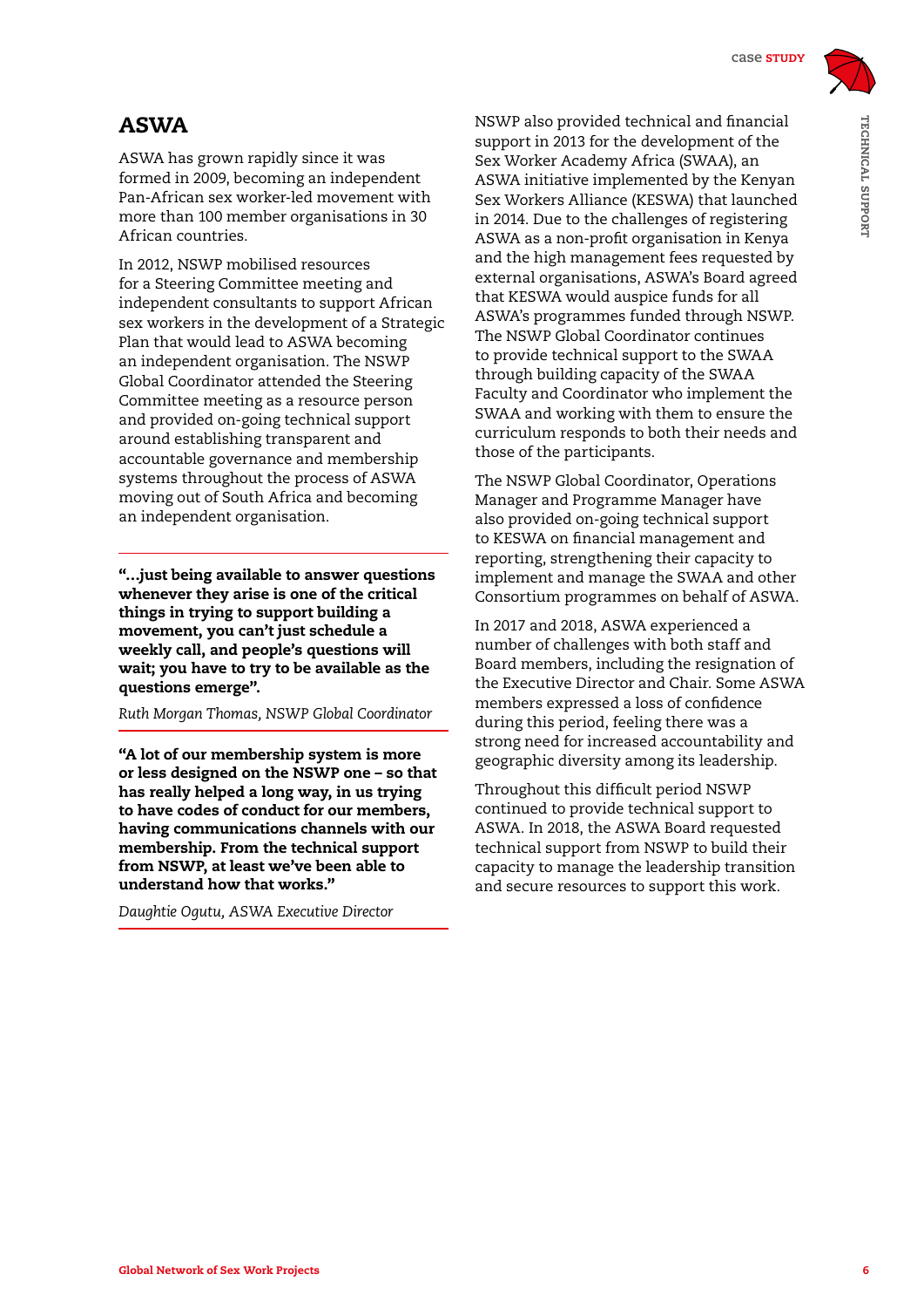## ASWA

ASWA has grown rapidly since it was formed in 2009, becoming an independent Pan-African sex worker-led movement with more than 100 member organisations in 30 African countries.

In 2012, NSWP mobilised resources for a Steering Committee meeting and independent consultants to support African sex workers in the development of a Strategic Plan that would lead to ASWA becoming an independent organisation. The NSWP Global Coordinator attended the Steering Committee meeting as a resource person and provided on-going technical support around establishing transparent and accountable governance and membership systems throughout the process of ASWA moving out of South Africa and becoming an independent organisation.

> **"…just being available to answer questions whenever they arise is one of the critical things in trying to support building a movement, you can't just schedule a weekly call, and people's questions will wait; you have to try to be available as the questions emerge".**
>
> *Ruth Morgan Thomas, NSWP Global Coordinator*

> **"A lot of our membership system is more or less designed on the NSWP one – so that has really helped a long way, in us trying to have codes of conduct for our members, having communications channels with our membership. From the technical support from NSWP, at least we've been able to understand how that works."**
>
> *Daughtie Ogutu, ASWA Executive Director*

NSWP also provided technical and financial support in 2013 for the development of the Sex Worker Academy Africa (SWAA), an ASWA initiative implemented by the Kenyan Sex Workers Alliance (KESWA) that launched in 2014. Due to the challenges of registering ASWA as a non-profit organisation in Kenya and the high management fees requested by external organisations, ASWA's Board agreed that KESWA would auspice funds for all ASWA's programmes funded through NSWP. The NSWP Global Coordinator continues to provide technical support to the SWAA through building capacity of the SWAA Faculty and Coordinator who implement the SWAA and working with them to ensure the curriculum responds to both their needs and those of the participants.

The NSWP Global Coordinator, Operations Manager and Programme Manager have also provided on-going technical support to KESWA on financial management and reporting, strengthening their capacity to implement and manage the SWAA and other Consortium programmes on behalf of ASWA.

In 2017 and 2018, ASWA experienced a number of challenges with both staff and Board members, including the resignation of the Executive Director and Chair. Some ASWA members expressed a loss of confidence during this period, feeling there was a strong need for increased accountability and geographic diversity among its leadership.

Throughout this difficult period NSWP continued to provide technical support to ASWA. In 2018, the ASWA Board requested technical support from NSWP to build their capacity to manage the leadership transition and secure resources to support this work.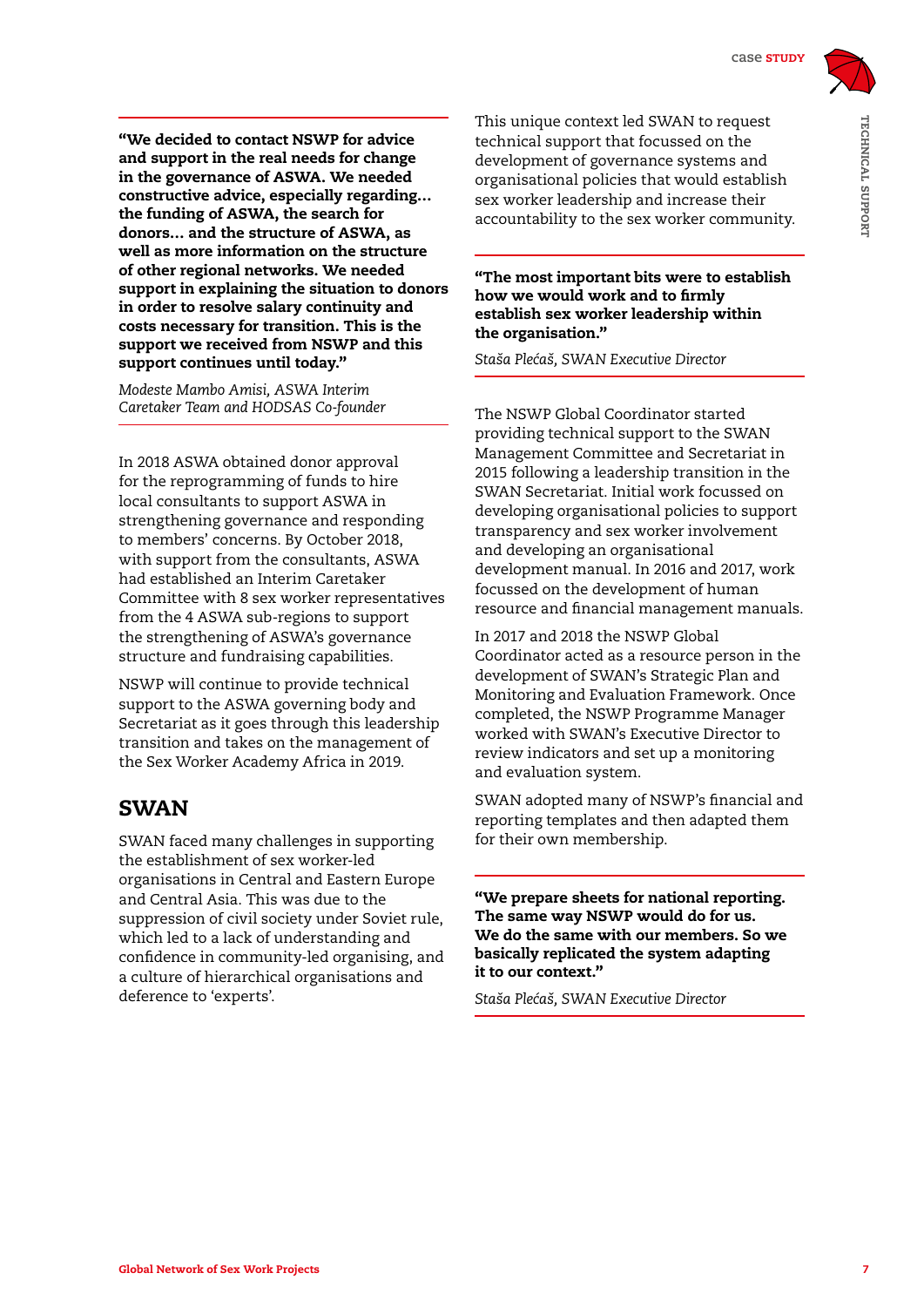**"We decided to contact NSWP for advice and support in the real needs for change in the governance of ASWA. We needed constructive advice, especially regarding… the funding of ASWA, the search for donors… and the structure of ASWA, as well as more information on the structure of other regional networks. We needed support in explaining the situation to donors in order to resolve salary continuity and costs necessary for transition. This is the support we received from NSWP and this support continues until today."**

*Modeste Mambo Amisi, ASWA Interim Caretaker Team and HODSAS Co-founder*

In 2018 ASWA obtained donor approval for the reprogramming of funds to hire local consultants to support ASWA in strengthening governance and responding to members' concerns. By October 2018, with support from the consultants, ASWA had established an Interim Caretaker Committee with 8 sex worker representatives from the 4 ASWA sub-regions to support the strengthening of ASWA's governance structure and fundraising capabilities.

NSWP will continue to provide technical support to the ASWA governing body and Secretariat as it goes through this leadership transition and takes on the management of the Sex Worker Academy Africa in 2019.

## SWAN

SWAN faced many challenges in supporting the establishment of sex worker-led organisations in Central and Eastern Europe and Central Asia. This was due to the suppression of civil society under Soviet rule, which led to a lack of understanding and confidence in community-led organising, and a culture of hierarchical organisations and deference to 'experts'.

This unique context led SWAN to request technical support that focussed on the development of governance systems and organisational policies that would establish sex worker leadership and increase their accountability to the sex worker community.

**"The most important bits were to establish how we would work and to firmly establish sex worker leadership within the organisation."**

*Staša Plećaš, SWAN Executive Director*

The NSWP Global Coordinator started providing technical support to the SWAN Management Committee and Secretariat in 2015 following a leadership transition in the SWAN Secretariat. Initial work focussed on developing organisational policies to support transparency and sex worker involvement and developing an organisational development manual. In 2016 and 2017, work focussed on the development of human resource and financial management manuals.

In 2017 and 2018 the NSWP Global Coordinator acted as a resource person in the development of SWAN's Strategic Plan and Monitoring and Evaluation Framework. Once completed, the NSWP Programme Manager worked with SWAN's Executive Director to review indicators and set up a monitoring and evaluation system.

SWAN adopted many of NSWP's financial and reporting templates and then adapted them for their own membership.

**"We prepare sheets for national reporting. The same way NSWP would do for us. We do the same with our members. So we basically replicated the system adapting it to our context."**

*Staša Plećaš, SWAN Executive Director*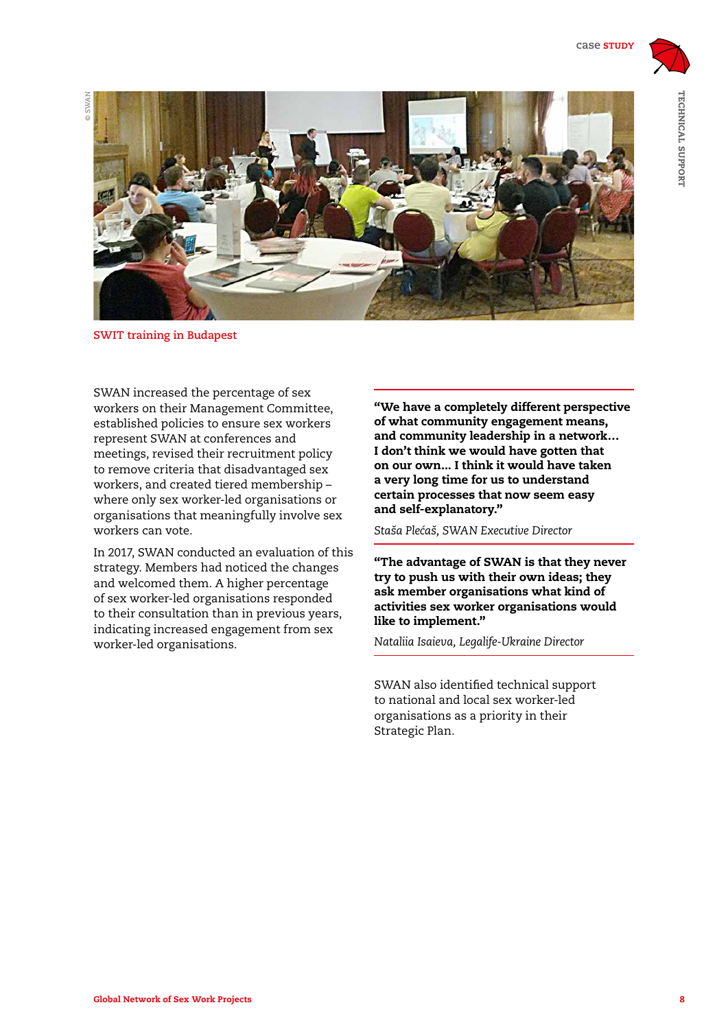SWIT training in Budapest

SWAN increased the percentage of sex workers on their Management Committee, established policies to ensure sex workers represent SWAN at conferences and meetings, revised their recruitment policy to remove criteria that disadvantaged sex workers, and created tiered membership – where only sex worker-led organisations or organisations that meaningfully involve sex workers can vote.

In 2017, SWAN conducted an evaluation of this strategy. Members had noticed the changes and welcomed them. A higher percentage of sex worker-led organisations responded to their consultation than in previous years, indicating increased engagement from sex worker-led organisations.

> **"We have a completely different perspective of what community engagement means, and community leadership in a network… I don't think we would have gotten that on our own… I think it would have taken a very long time for us to understand certain processes that now seem easy and self-explanatory."**
>
> *Staša Plećaš, SWAN Executive Director*

> **"The advantage of SWAN is that they never try to push us with their own ideas; they ask member organisations what kind of activities sex worker organisations would like to implement."**
>
> *Nataliia Isaieva, Legalife-Ukraine Director*

SWAN also identified technical support to national and local sex worker-led organisations as a priority in their Strategic Plan.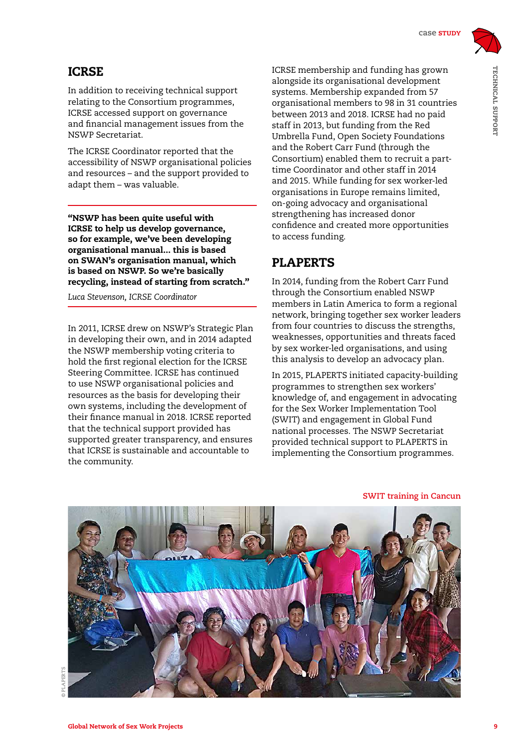## ICRSE

In addition to receiving technical support relating to the Consortium programmes, ICRSE accessed support on governance and financial management issues from the NSWP Secretariat.

The ICRSE Coordinator reported that the accessibility of NSWP organisational policies and resources – and the support provided to adapt them – was valuable.

**"NSWP has been quite useful with ICRSE to help us develop governance, so for example, we've been developing organisational manual… this is based on SWAN's organisation manual, which is based on NSWP. So we're basically recycling, instead of starting from scratch."**

*Luca Stevenson, ICRSE Coordinator*

In 2011, ICRSE drew on NSWP's Strategic Plan in developing their own, and in 2014 adapted the NSWP membership voting criteria to hold the first regional election for the ICRSE Steering Committee. ICRSE has continued to use NSWP organisational policies and resources as the basis for developing their own systems, including the development of their finance manual in 2018. ICRSE reported that the technical support provided has supported greater transparency, and ensures that ICRSE is sustainable and accountable to the community.

ICRSE membership and funding has grown alongside its organisational development systems. Membership expanded from 57 organisational members to 98 in 31 countries between 2013 and 2018. ICRSE had no paid staff in 2013, but funding from the Red Umbrella Fund, Open Society Foundations and the Robert Carr Fund (through the Consortium) enabled them to recruit a part-time Coordinator and other staff in 2014 and 2015. While funding for sex worker-led organisations in Europe remains limited, on-going advocacy and organisational strengthening has increased donor confidence and created more opportunities to access funding.

## PLAPERTS

In 2014, funding from the Robert Carr Fund through the Consortium enabled NSWP members in Latin America to form a regional network, bringing together sex worker leaders from four countries to discuss the strengths, weaknesses, opportunities and threats faced by sex worker-led organisations, and using this analysis to develop an advocacy plan.

In 2015, PLAPERTS initiated capacity-building programmes to strengthen sex workers' knowledge of, and engagement in advocating for the Sex Worker Implementation Tool (SWIT) and engagement in Global Fund national processes. The NSWP Secretariat provided technical support to PLAPERTS in implementing the Consortium programmes.

SWIT training in Cancun

© PLAPERTS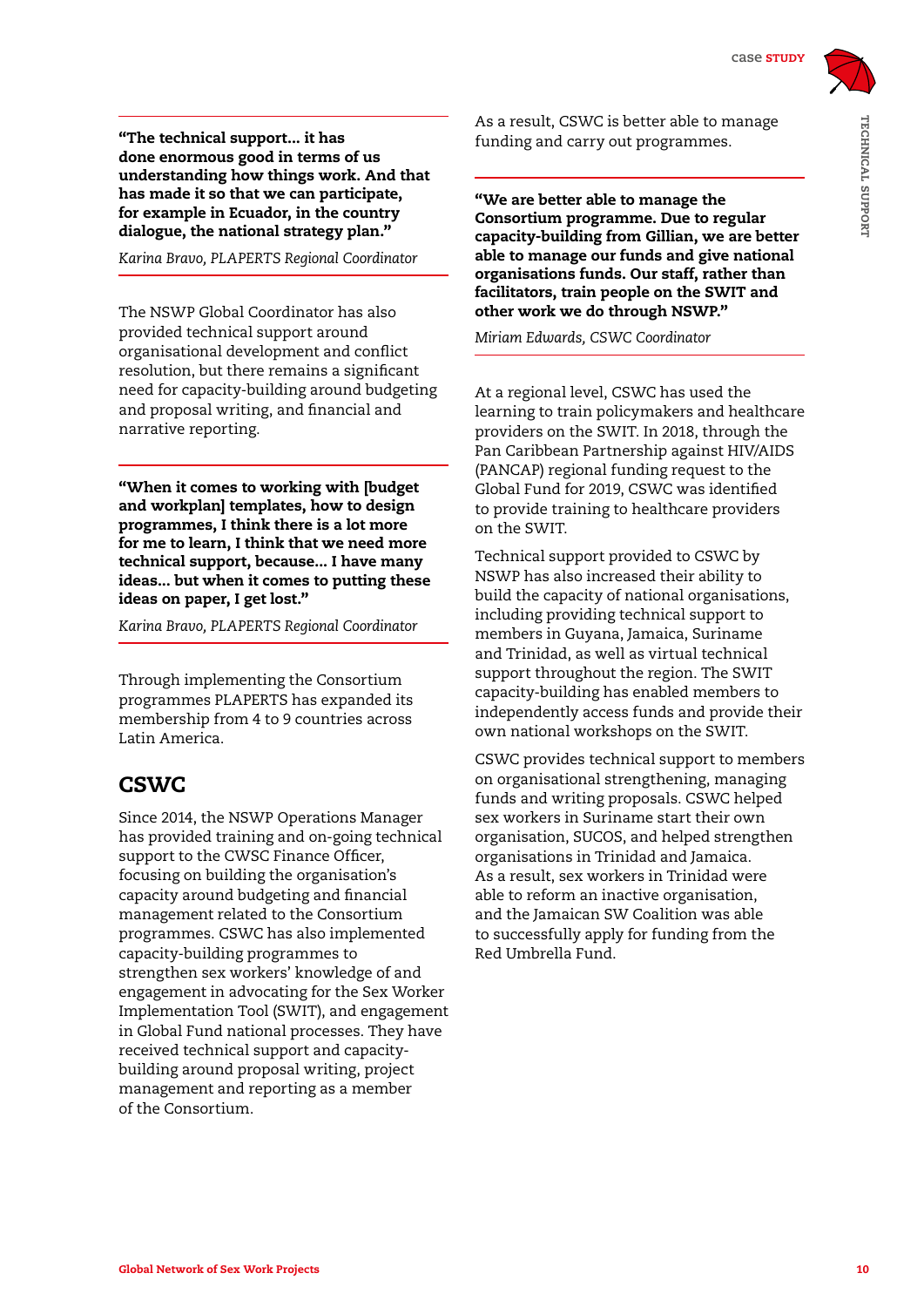**"The technical support… it has done enormous good in terms of us understanding how things work. And that has made it so that we can participate, for example in Ecuador, in the country dialogue, the national strategy plan."**

*Karina Bravo, PLAPERTS Regional Coordinator*

The NSWP Global Coordinator has also provided technical support around organisational development and conflict resolution, but there remains a significant need for capacity-building around budgeting and proposal writing, and financial and narrative reporting.

**"When it comes to working with [budget and workplan] templates, how to design programmes, I think there is a lot more for me to learn, I think that we need more technical support, because… I have many ideas… but when it comes to putting these ideas on paper, I get lost."**

*Karina Bravo, PLAPERTS Regional Coordinator*

Through implementing the Consortium programmes PLAPERTS has expanded its membership from 4 to 9 countries across Latin America.

## CSWC

Since 2014, the NSWP Operations Manager has provided training and on-going technical support to the CWSC Finance Officer, focusing on building the organisation's capacity around budgeting and financial management related to the Consortium programmes. CSWC has also implemented capacity-building programmes to strengthen sex workers' knowledge of and engagement in advocating for the Sex Worker Implementation Tool (SWIT), and engagement in Global Fund national processes. They have received technical support and capacity-building around proposal writing, project management and reporting as a member of the Consortium.

As a result, CSWC is better able to manage funding and carry out programmes.

**"We are better able to manage the Consortium programme. Due to regular capacity-building from Gillian, we are better able to manage our funds and give national organisations funds. Our staff, rather than facilitators, train people on the SWIT and other work we do through NSWP."**

*Miriam Edwards, CSWC Coordinator*

At a regional level, CSWC has used the learning to train policymakers and healthcare providers on the SWIT. In 2018, through the Pan Caribbean Partnership against HIV/AIDS (PANCAP) regional funding request to the Global Fund for 2019, CSWC was identified to provide training to healthcare providers on the SWIT.

Technical support provided to CSWC by NSWP has also increased their ability to build the capacity of national organisations, including providing technical support to members in Guyana, Jamaica, Suriname and Trinidad, as well as virtual technical support throughout the region. The SWIT capacity-building has enabled members to independently access funds and provide their own national workshops on the SWIT.

CSWC provides technical support to members on organisational strengthening, managing funds and writing proposals. CSWC helped sex workers in Suriname start their own organisation, SUCOS, and helped strengthen organisations in Trinidad and Jamaica. As a result, sex workers in Trinidad were able to reform an inactive organisation, and the Jamaican SW Coalition was able to successfully apply for funding from the Red Umbrella Fund.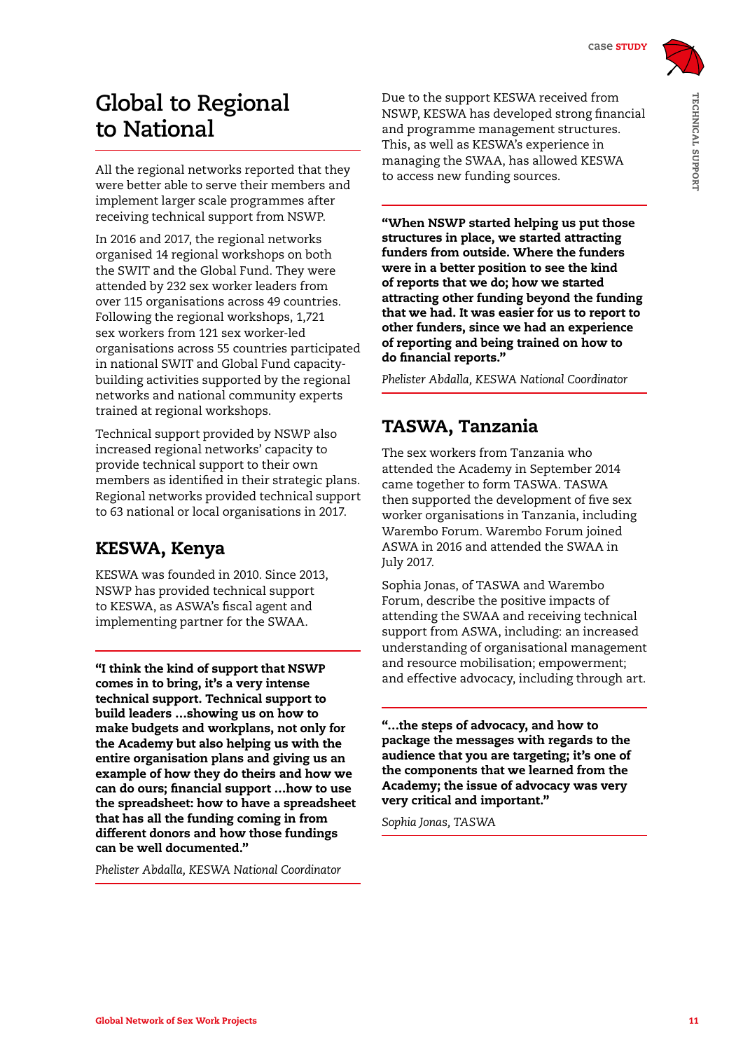## Global to Regional to National

All the regional networks reported that they were better able to serve their members and implement larger scale programmes after receiving technical support from NSWP.

In 2016 and 2017, the regional networks organised 14 regional workshops on both the SWIT and the Global Fund. They were attended by 232 sex worker leaders from over 115 organisations across 49 countries. Following the regional workshops, 1,721 sex workers from 121 sex worker-led organisations across 55 countries participated in national SWIT and Global Fund capacity-building activities supported by the regional networks and national community experts trained at regional workshops.

Technical support provided by NSWP also increased regional networks' capacity to provide technical support to their own members as identified in their strategic plans. Regional networks provided technical support to 63 national or local organisations in 2017.

### KESWA, Kenya

KESWA was founded in 2010. Since 2013, NSWP has provided technical support to KESWA, as ASWA's fiscal agent and implementing partner for the SWAA.

**"I think the kind of support that NSWP comes in to bring, it's a very intense technical support. Technical support to build leaders …showing us on how to make budgets and workplans, not only for the Academy but also helping us with the entire organisation plans and giving us an example of how they do theirs and how we can do ours; financial support …how to use the spreadsheet: how to have a spreadsheet that has all the funding coming in from different donors and how those fundings can be well documented."**

*Phelister Abdalla, KESWA National Coordinator*

Due to the support KESWA received from NSWP, KESWA has developed strong financial and programme management structures. This, as well as KESWA's experience in managing the SWAA, has allowed KESWA to access new funding sources.

**"When NSWP started helping us put those structures in place, we started attracting funders from outside. Where the funders were in a better position to see the kind of reports that we do; how we started attracting other funding beyond the funding that we had. It was easier for us to report to other funders, since we had an experience of reporting and being trained on how to do financial reports."**

*Phelister Abdalla, KESWA National Coordinator*

### TASWA, Tanzania

The sex workers from Tanzania who attended the Academy in September 2014 came together to form TASWA. TASWA then supported the development of five sex worker organisations in Tanzania, including Warembo Forum. Warembo Forum joined ASWA in 2016 and attended the SWAA in July 2017.

Sophia Jonas, of TASWA and Warembo Forum, describe the positive impacts of attending the SWAA and receiving technical support from ASWA, including: an increased understanding of organisational management and resource mobilisation; empowerment; and effective advocacy, including through art.

**"…the steps of advocacy, and how to package the messages with regards to the audience that you are targeting; it's one of the components that we learned from the Academy; the issue of advocacy was very very critical and important."**

*Sophia Jonas, TASWA*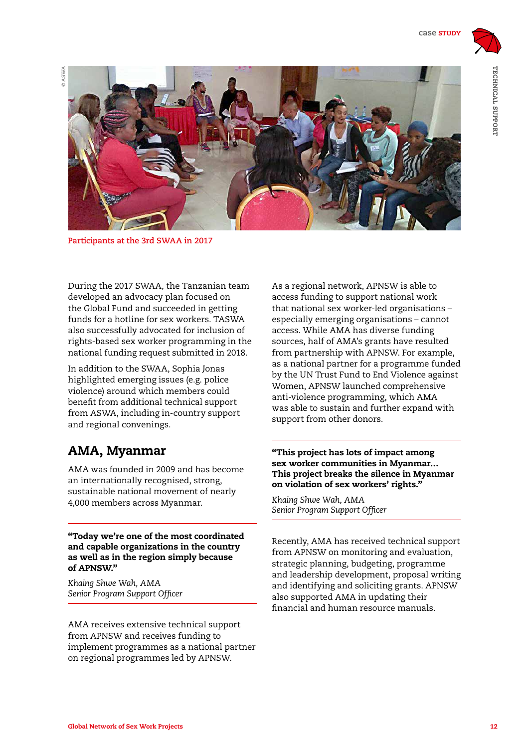Participants at the 3rd SWAA in 2017

During the 2017 SWAA, the Tanzanian team developed an advocacy plan focused on the Global Fund and succeeded in getting funds for a hotline for sex workers. TASWA also successfully advocated for inclusion of rights-based sex worker programming in the national funding request submitted in 2018.

In addition to the SWAA, Sophia Jonas highlighted emerging issues (e.g. police violence) around which members could benefit from additional technical support from ASWA, including in-country support and regional convenings.

## AMA, Myanmar

AMA was founded in 2009 and has become an internationally recognised, strong, sustainable national movement of nearly 4,000 members across Myanmar.

> **"Today we're one of the most coordinated and capable organizations in the country as well as in the region simply because of APNSW."**
>
> *Khaing Shwe Wah, AMA*
> *Senior Program Support Officer*

AMA receives extensive technical support from APNSW and receives funding to implement programmes as a national partner on regional programmes led by APNSW.

As a regional network, APNSW is able to access funding to support national work that national sex worker-led organisations – especially emerging organisations – cannot access. While AMA has diverse funding sources, half of AMA's grants have resulted from partnership with APNSW. For example, as a national partner for a programme funded by the UN Trust Fund to End Violence against Women, APNSW launched comprehensive anti-violence programming, which AMA was able to sustain and further expand with support from other donors.

> **"This project has lots of impact among sex worker communities in Myanmar… This project breaks the silence in Myanmar on violation of sex workers' rights."**
>
> *Khaing Shwe Wah, AMA*
> *Senior Program Support Officer*

Recently, AMA has received technical support from APNSW on monitoring and evaluation, strategic planning, budgeting, programme and leadership development, proposal writing and identifying and soliciting grants. APNSW also supported AMA in updating their financial and human resource manuals.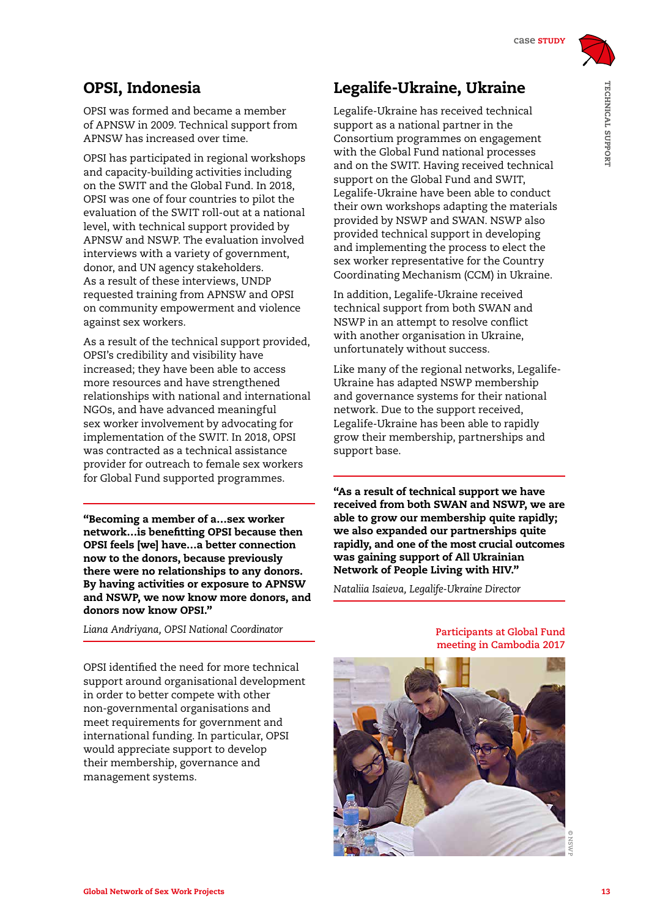## OPSI, Indonesia

OPSI was formed and became a member of APNSW in 2009. Technical support from APNSW has increased over time.

OPSI has participated in regional workshops and capacity-building activities including on the SWIT and the Global Fund. In 2018, OPSI was one of four countries to pilot the evaluation of the SWIT roll-out at a national level, with technical support provided by APNSW and NSWP. The evaluation involved interviews with a variety of government, donor, and UN agency stakeholders. As a result of these interviews, UNDP requested training from APNSW and OPSI on community empowerment and violence against sex workers.

As a result of the technical support provided, OPSI's credibility and visibility have increased; they have been able to access more resources and have strengthened relationships with national and international NGOs, and have advanced meaningful sex worker involvement by advocating for implementation of the SWIT. In 2018, OPSI was contracted as a technical assistance provider for outreach to female sex workers for Global Fund supported programmes.

**"Becoming a member of a…sex worker network…is benefitting OPSI because then OPSI feels [we] have…a better connection now to the donors, because previously there were no relationships to any donors. By having activities or exposure to APNSW and NSWP, we now know more donors, and donors now know OPSI."**

*Liana Andriyana, OPSI National Coordinator*

OPSI identified the need for more technical support around organisational development in order to better compete with other non-governmental organisations and meet requirements for government and international funding. In particular, OPSI would appreciate support to develop their membership, governance and management systems.

## Legalife-Ukraine, Ukraine

Legalife-Ukraine has received technical support as a national partner in the Consortium programmes on engagement with the Global Fund national processes and on the SWIT. Having received technical support on the Global Fund and SWIT, Legalife-Ukraine have been able to conduct their own workshops adapting the materials provided by NSWP and SWAN. NSWP also provided technical support in developing and implementing the process to elect the sex worker representative for the Country Coordinating Mechanism (CCM) in Ukraine.

In addition, Legalife-Ukraine received technical support from both SWAN and NSWP in an attempt to resolve conflict with another organisation in Ukraine, unfortunately without success.

Like many of the regional networks, Legalife-Ukraine has adapted NSWP membership and governance systems for their national network. Due to the support received, Legalife-Ukraine has been able to rapidly grow their membership, partnerships and support base.

**"As a result of technical support we have received from both SWAN and NSWP, we are able to grow our membership quite rapidly; we also expanded our partnerships quite rapidly, and one of the most crucial outcomes was gaining support of All Ukrainian Network of People Living with HIV."**

*Nataliia Isaieva, Legalife-Ukraine Director*

Participants at Global Fund meeting in Cambodia 2017

© NSWP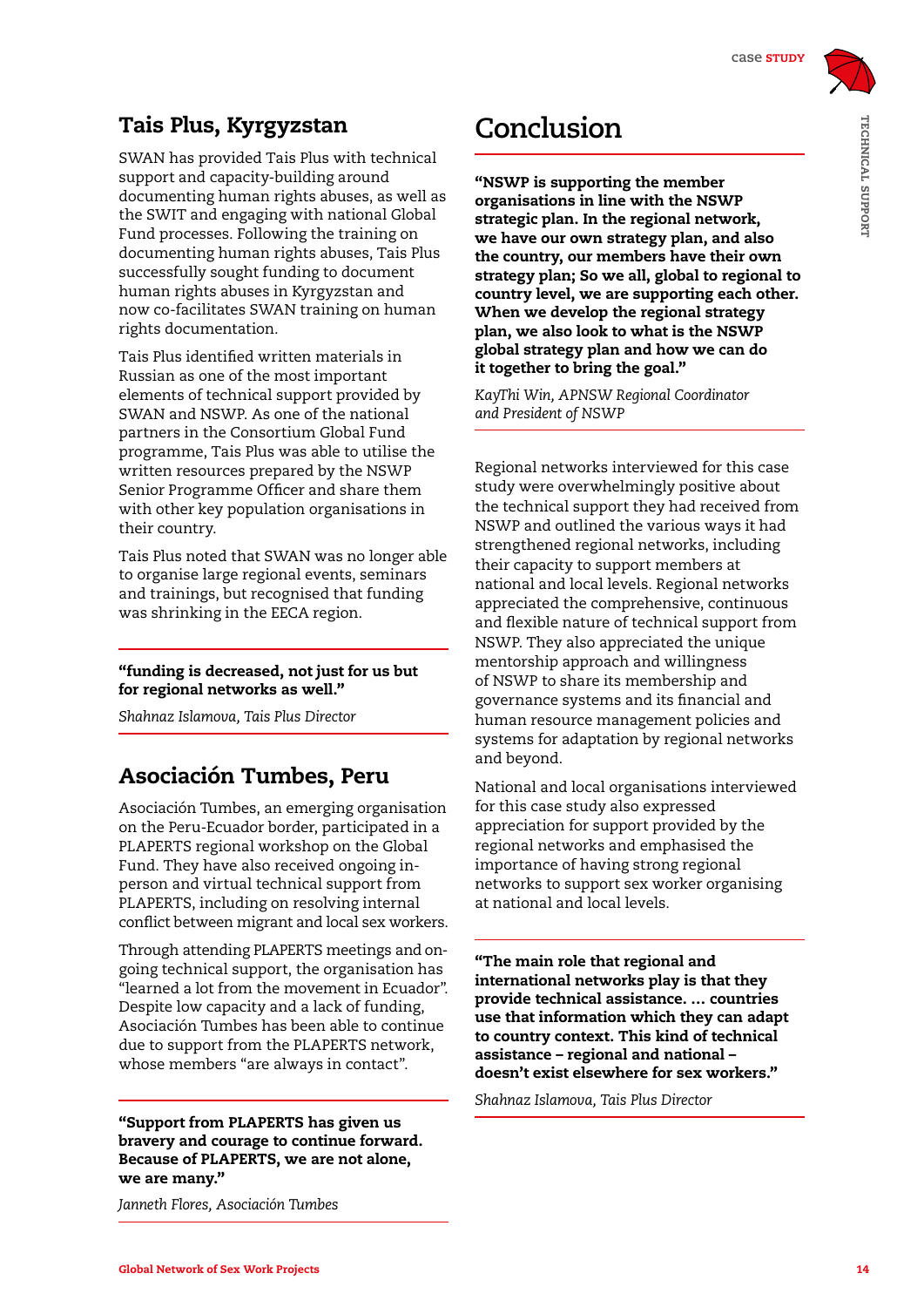## Tais Plus, Kyrgyzstan

SWAN has provided Tais Plus with technical support and capacity-building around documenting human rights abuses, as well as the SWIT and engaging with national Global Fund processes. Following the training on documenting human rights abuses, Tais Plus successfully sought funding to document human rights abuses in Kyrgyzstan and now co-facilitates SWAN training on human rights documentation.

Tais Plus identified written materials in Russian as one of the most important elements of technical support provided by SWAN and NSWP. As one of the national partners in the Consortium Global Fund programme, Tais Plus was able to utilise the written resources prepared by the NSWP Senior Programme Officer and share them with other key population organisations in their country.

Tais Plus noted that SWAN was no longer able to organise large regional events, seminars and trainings, but recognised that funding was shrinking in the EECA region.

> **"funding is decreased, not just for us but for regional networks as well."**
>
> *Shahnaz Islamova, Tais Plus Director*

## Asociación Tumbes, Peru

Asociación Tumbes, an emerging organisation on the Peru-Ecuador border, participated in a PLAPERTS regional workshop on the Global Fund. They have also received ongoing in-person and virtual technical support from PLAPERTS, including on resolving internal conflict between migrant and local sex workers.

Through attending PLAPERTS meetings and on-going technical support, the organisation has "learned a lot from the movement in Ecuador". Despite low capacity and a lack of funding, Asociación Tumbes has been able to continue due to support from the PLAPERTS network, whose members "are always in contact".

> **"Support from PLAPERTS has given us bravery and courage to continue forward. Because of PLAPERTS, we are not alone, we are many."**
>
> *Janneth Flores, Asociación Tumbes*

# Conclusion

> **"NSWP is supporting the member organisations in line with the NSWP strategic plan. In the regional network, we have our own strategy plan, and also the country, our members have their own strategy plan; So we all, global to regional to country level, we are supporting each other. When we develop the regional strategy plan, we also look to what is the NSWP global strategy plan and how we can do it together to bring the goal."**
>
> *KayThi Win, APNSW Regional Coordinator and President of NSWP*

Regional networks interviewed for this case study were overwhelmingly positive about the technical support they had received from NSWP and outlined the various ways it had strengthened regional networks, including their capacity to support members at national and local levels. Regional networks appreciated the comprehensive, continuous and flexible nature of technical support from NSWP. They also appreciated the unique mentorship approach and willingness of NSWP to share its membership and governance systems and its financial and human resource management policies and systems for adaptation by regional networks and beyond.

National and local organisations interviewed for this case study also expressed appreciation for support provided by the regional networks and emphasised the importance of having strong regional networks to support sex worker organising at national and local levels.

> **"The main role that regional and international networks play is that they provide technical assistance. … countries use that information which they can adapt to country context. This kind of technical assistance – regional and national – doesn't exist elsewhere for sex workers."**
>
> *Shahnaz Islamova, Tais Plus Director*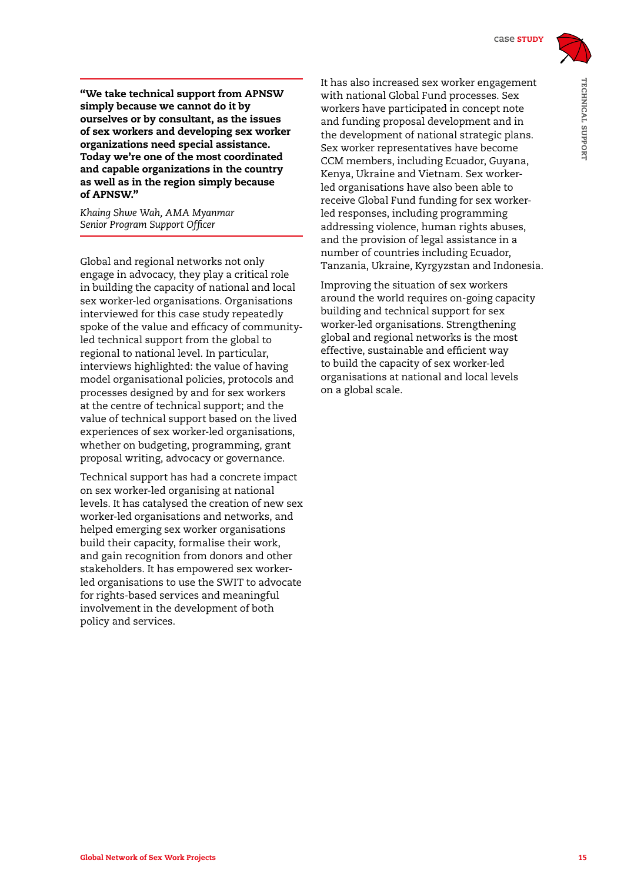**"We take technical support from APNSW simply because we cannot do it by ourselves or by consultant, as the issues of sex workers and developing sex worker organizations need special assistance. Today we're one of the most coordinated and capable organizations in the country as well as in the region simply because of APNSW."**

*Khaing Shwe Wah, AMA Myanmar Senior Program Support Officer*

Global and regional networks not only engage in advocacy, they play a critical role in building the capacity of national and local sex worker-led organisations. Organisations interviewed for this case study repeatedly spoke of the value and efficacy of community-led technical support from the global to regional to national level. In particular, interviews highlighted: the value of having model organisational policies, protocols and processes designed by and for sex workers at the centre of technical support; and the value of technical support based on the lived experiences of sex worker-led organisations, whether on budgeting, programming, grant proposal writing, advocacy or governance.

Technical support has had a concrete impact on sex worker-led organising at national levels. It has catalysed the creation of new sex worker-led organisations and networks, and helped emerging sex worker organisations build their capacity, formalise their work, and gain recognition from donors and other stakeholders. It has empowered sex worker-led organisations to use the SWIT to advocate for rights-based services and meaningful involvement in the development of both policy and services.

It has also increased sex worker engagement with national Global Fund processes. Sex workers have participated in concept note and funding proposal development and in the development of national strategic plans. Sex worker representatives have become CCM members, including Ecuador, Guyana, Kenya, Ukraine and Vietnam. Sex worker-led organisations have also been able to receive Global Fund funding for sex worker-led responses, including programming addressing violence, human rights abuses, and the provision of legal assistance in a number of countries including Ecuador, Tanzania, Ukraine, Kyrgyzstan and Indonesia.

Improving the situation of sex workers around the world requires on-going capacity building and technical support for sex worker-led organisations. Strengthening global and regional networks is the most effective, sustainable and efficient way to build the capacity of sex worker-led organisations at national and local levels on a global scale.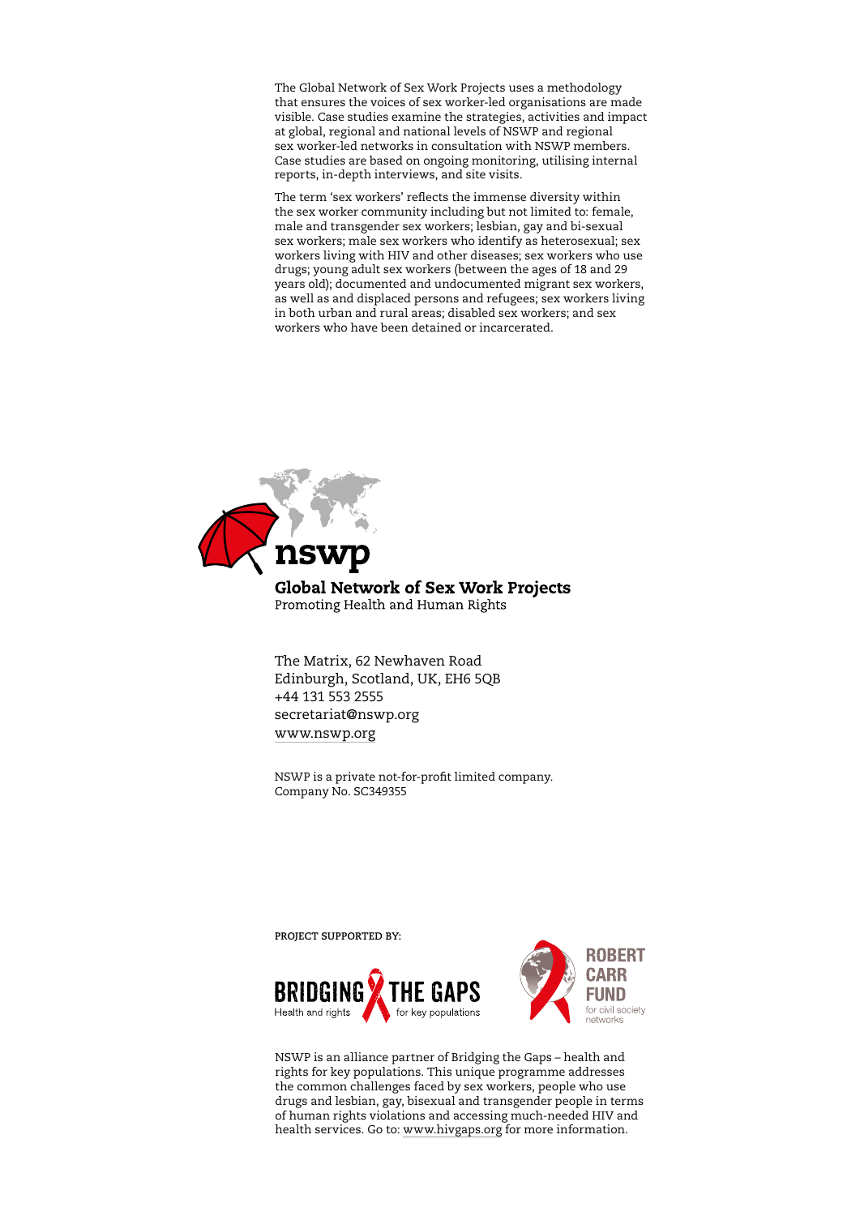The Global Network of Sex Work Projects uses a methodology that ensures the voices of sex worker-led organisations are made visible. Case studies examine the strategies, activities and impact at global, regional and national levels of NSWP and regional sex worker-led networks in consultation with NSWP members. Case studies are based on ongoing monitoring, utilising internal reports, in-depth interviews, and site visits.

The term 'sex workers' reflects the immense diversity within the sex worker community including but not limited to: female, male and transgender sex workers; lesbian, gay and bi-sexual sex workers; male sex workers who identify as heterosexual; sex workers living with HIV and other diseases; sex workers who use drugs; young adult sex workers (between the ages of 18 and 29 years old); documented and undocumented migrant sex workers, as well as and displaced persons and refugees; sex workers living in both urban and rural areas; disabled sex workers; and sex workers who have been detained or incarcerated.

nswp

**Global Network of Sex Work Projects**
Promoting Health and Human Rights

The Matrix, 62 Newhaven Road
Edinburgh, Scotland, UK, EH6 5QB
+44 131 553 2555
secretariat@nswp.org
www.nswp.org

NSWP is a private not-for-profit limited company.
Company No. SC349355

**PROJECT SUPPORTED BY:**

BRIDGING THE GAPS
Health and rights for key populations

ROBERT CARR FUND
for civil society networks

NSWP is an alliance partner of Bridging the Gaps – health and rights for key populations. This unique programme addresses the common challenges faced by sex workers, people who use drugs and lesbian, gay, bisexual and transgender people in terms of human rights violations and accessing much-needed HIV and health services. Go to: www.hivgaps.org for more information.